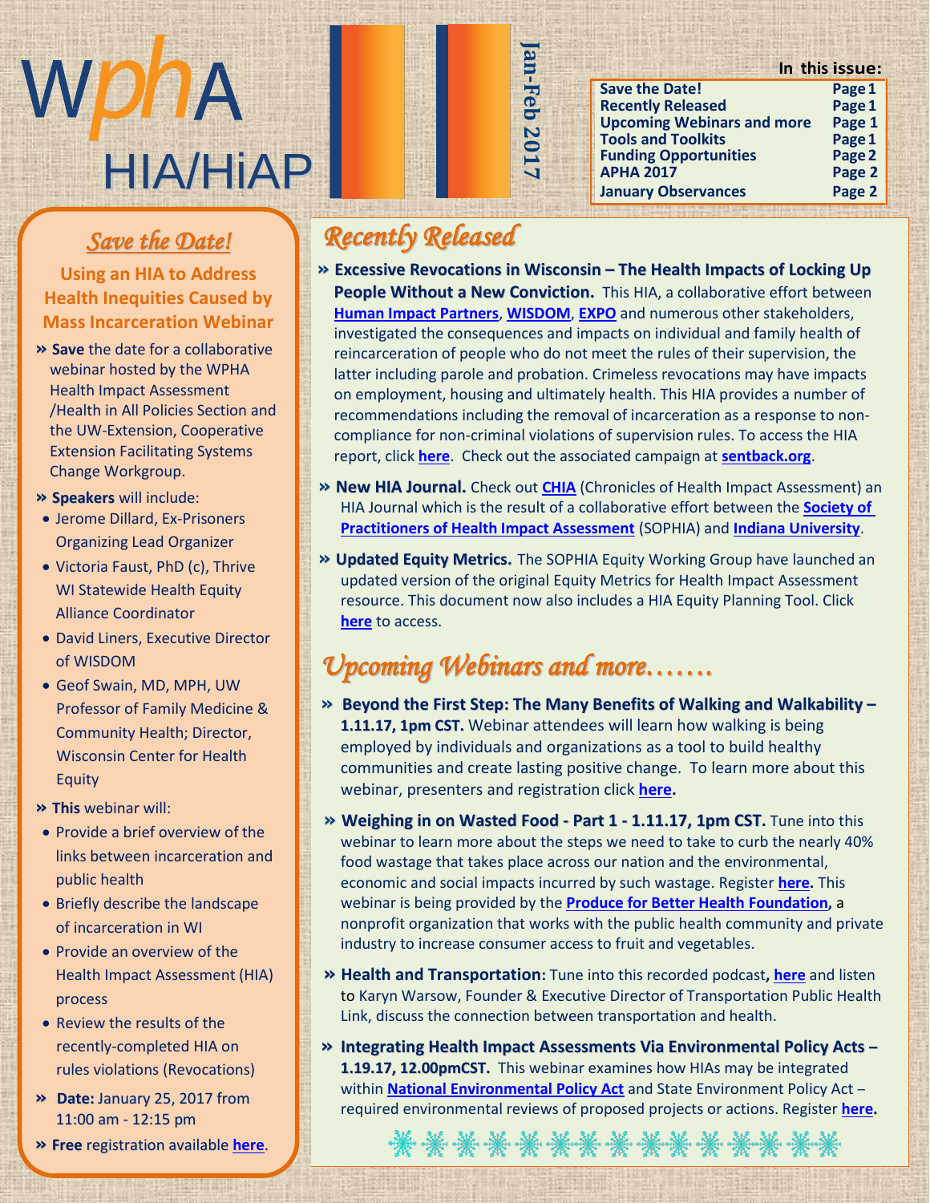# WphA HIA/HiAP

**Jan-Feb 2017**

**In this issue:**

| | |
|---|---|
| Save the Date! | Page 1 |
| Recently Released | Page 1 |
| Upcoming Webinars and more | Page 1 |
| Tools and Toolkits | Page 1 |
| Funding Opportunities | Page 2 |
| APHA 2017 | Page 2 |
| January Observances | Page 2 |

## *Save the Date!*

### Using an HIA to Address Health Inequities Caused by Mass Incarceration Webinar

» **Save** the date for a collaborative webinar hosted by the WPHA Health Impact Assessment /Health in All Policies Section and the UW-Extension, Cooperative Extension Facilitating Systems Change Workgroup.

» **Speakers** will include:

- Jerome Dillard, Ex-Prisoners Organizing Lead Organizer
- Victoria Faust, PhD (c), Thrive WI Statewide Health Equity Alliance Coordinator
- David Liners, Executive Director of WISDOM
- Geof Swain, MD, MPH, UW Professor of Family Medicine & Community Health; Director, Wisconsin Center for Health Equity

» **This** webinar will:

- Provide a brief overview of the links between incarceration and public health
- Briefly describe the landscape of incarceration in WI
- Provide an overview of the Health Impact Assessment (HIA) process
- Review the results of the recently-completed HIA on rules violations (Revocations)

» **Date:** January 25, 2017 from 11:00 am - 12:15 pm

» **Free** registration available here.

## *Recently Released*

» **Excessive Revocations in Wisconsin – The Health Impacts of Locking Up People Without a New Conviction.** This HIA, a collaborative effort between **Human Impact Partners**, **WISDOM**, **EXPO** and numerous other stakeholders, investigated the consequences and impacts on individual and family health of reincarceration of people who do not meet the rules of their supervision, the latter including parole and probation. Crimeless revocations may have impacts on employment, housing and ultimately health. This HIA provides a number of recommendations including the removal of incarceration as a response to non-compliance for non-criminal violations of supervision rules. To access the HIA report, click **here**. Check out the associated campaign at **sentback.org**.

» **New HIA Journal.** Check out **CHIA** (Chronicles of Health Impact Assessment) an HIA Journal which is the result of a collaborative effort between the **Society of Practitioners of Health Impact Assessment** (SOPHIA) and **Indiana University**.

» **Updated Equity Metrics.** The SOPHIA Equity Working Group have launched an updated version of the original Equity Metrics for Health Impact Assessment resource. This document now also includes a HIA Equity Planning Tool. Click **here** to access.

## *Upcoming Webinars and more…….*

» **Beyond the First Step: The Many Benefits of Walking and Walkability – 1.11.17, 1pm CST.** Webinar attendees will learn how walking is being employed by individuals and organizations as a tool to build healthy communities and create lasting positive change. To learn more about this webinar, presenters and registration click **here.**

» **Weighing in on Wasted Food - Part 1 - 1.11.17, 1pm CST.** Tune into this webinar to learn more about the steps we need to take to curb the nearly 40% food wastage that takes place across our nation and the environmental, economic and social impacts incurred by such wastage. Register **here.** This webinar is being provided by the **Produce for Better Health Foundation**, a nonprofit organization that works with the public health community and private industry to increase consumer access to fruit and vegetables.

» **Health and Transportation:** Tune into this recorded podcast**,** **here** and listen to Karyn Warsow, Founder & Executive Director of Transportation Public Health Link, discuss the connection between transportation and health.

» **Integrating Health Impact Assessments Via Environmental Policy Acts – 1.19.17, 12.00pmCST.** This webinar examines how HIAs may be integrated within **National Environmental Policy Act** and State Environment Policy Act – required environmental reviews of proposed projects or actions. Register **here.**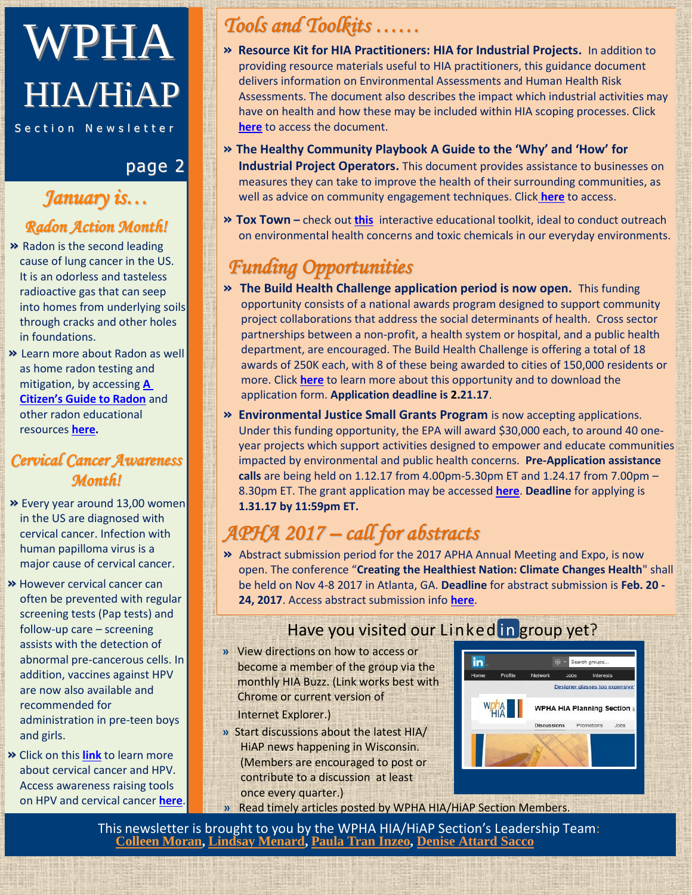# WPHA HIA/HiAP

Section Newsletter

## January is…

### Radon Action Month!

- Radon is the second leading cause of lung cancer in the US. It is an odorless and tasteless radioactive gas that can seep into homes from underlying soils through cracks and other holes in foundations.
- Learn more about Radon as well as home radon testing and mitigation, by accessing **A Citizen's Guide to Radon** and other radon educational resources **here.**

### Cervical Cancer Awareness Month!

- Every year around 13,00 women in the US are diagnosed with cervical cancer. Infection with human papilloma virus is a major cause of cervical cancer.
- However cervical cancer can often be prevented with regular screening tests (Pap tests) and follow-up care – screening assists with the detection of abnormal pre-cancerous cells. In addition, vaccines against HPV are now also available and recommended for administration in pre-teen boys and girls.
- Click on this **link** to learn more about cervical cancer and HPV. Access awareness raising tools on HPV and cervical cancer **here**.

## Tools and Toolkits ……

- **Resource Kit for HIA Practitioners: HIA for Industrial Projects.** In addition to providing resource materials useful to HIA practitioners, this guidance document delivers information on Environmental Assessments and Human Health Risk Assessments. The document also describes the impact which industrial activities may have on health and how these may be included within HIA scoping processes. Click **here** to access the document.
- **The Healthy Community Playbook A Guide to the 'Why' and 'How' for Industrial Project Operators.** This document provides assistance to businesses on measures they can take to improve the health of their surrounding communities, as well as advice on community engagement techniques. Click **here** to access.
- **Tox Town –** check out **this** interactive educational toolkit, ideal to conduct outreach on environmental health concerns and toxic chemicals in our everyday environments.

## Funding Opportunities

- **The Build Health Challenge application period is now open.** This funding opportunity consists of a national awards program designed to support community project collaborations that address the social determinants of health. Cross sector partnerships between a non-profit, a health system or hospital, and a public health department, are encouraged. The Build Health Challenge is offering a total of 18 awards of 250K each, with 8 of these being awarded to cities of 150,000 residents or more. Click **here** to learn more about this opportunity and to download the application form. **Application deadline is 2.21.17**.
- **Environmental Justice Small Grants Program** is now accepting applications. Under this funding opportunity, the EPA will award $30,000 each, to around 40 one-year projects which support activities designed to empower and educate communities impacted by environmental and public health concerns. **Pre-Application assistance calls** are being held on 1.12.17 from 4.00pm-5.30pm ET and 1.24.17 from 7.00pm – 8.30pm ET. The grant application may be accessed **here**. **Deadline** for applying is **1.31.17 by 11:59pm ET.**

## APHA 2017 – call for abstracts

- Abstract submission period for the 2017 APHA Annual Meeting and Expo, is now open. The conference "**Creating the Healthiest Nation: Climate Changes Health**" shall be held on Nov 4-8 2017 in Atlanta, GA. **Deadline** for abstract submission is **Feb. 20 - 24, 2017**. Access abstract submission info **here**.

## Have you visited our LinkedIn group yet?

- View directions on how to access or become a member of the group via the monthly HIA Buzz. (Link works best with Chrome or current version of Internet Explorer.)
- Start discussions about the latest HIA/HiAP news happening in Wisconsin. (Members are encouraged to post or contribute to a discussion at least once every quarter.)
- Read timely articles posted by WPHA HIA/HiAP Section Members.

This newsletter is brought to you by the WPHA HIA/HiAP Section's Leadership Team: **Colleen Moran**, **Lindsay Menard**, **Paula Tran Inzeo**, **Denise Attard Sacco**